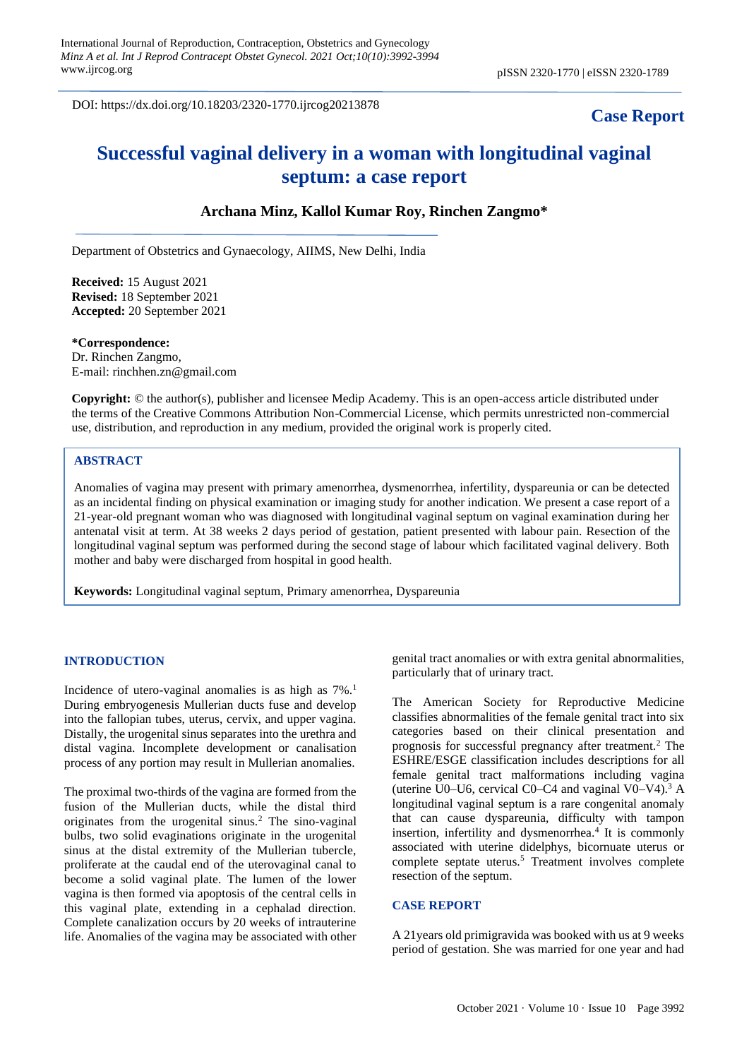DOI: https://dx.doi.org/10.18203/2320-1770.ijrcog20213878

**Case Report**

# Successful vaginal delivery in a woman with longitudinal vaginal septum: a case report

**Archana Minz, Kallol Kumar Roy, Rinchen Zangmo***

Department of Obstetrics and Gynaecology, AIIMS, New Delhi, India

**Received:** 15 August 2021
**Revised:** 18 September 2021
**Accepted:** 20 September 2021

**\*Correspondence:**
Dr. Rinchen Zangmo,
E-mail: rinchhen.zn@gmail.com

**Copyright:** © the author(s), publisher and licensee Medip Academy. This is an open-access article distributed under the terms of the Creative Commons Attribution Non-Commercial License, which permits unrestricted non-commercial use, distribution, and reproduction in any medium, provided the original work is properly cited.

## ABSTRACT

Anomalies of vagina may present with primary amenorrhea, dysmenorrhea, infertility, dyspareunia or can be detected as an incidental finding on physical examination or imaging study for another indication. We present a case report of a 21-year-old pregnant woman who was diagnosed with longitudinal vaginal septum on vaginal examination during her antenatal visit at term. At 38 weeks 2 days period of gestation, patient presented with labour pain. Resection of the longitudinal vaginal septum was performed during the second stage of labour which facilitated vaginal delivery. Both mother and baby were discharged from hospital in good health.

**Keywords:** Longitudinal vaginal septum, Primary amenorrhea, Dyspareunia

## INTRODUCTION

Incidence of utero-vaginal anomalies is as high as 7%.[1] During embryogenesis Mullerian ducts fuse and develop into the fallopian tubes, uterus, cervix, and upper vagina. Distally, the urogenital sinus separates into the urethra and distal vagina. Incomplete development or canalisation process of any portion may result in Mullerian anomalies.

The proximal two-thirds of the vagina are formed from the fusion of the Mullerian ducts, while the distal third originates from the urogenital sinus.[2] The sino-vaginal bulbs, two solid evaginations originate in the urogenital sinus at the distal extremity of the Mullerian tubercle, proliferate at the caudal end of the uterovaginal canal to become a solid vaginal plate. The lumen of the lower vagina is then formed via apoptosis of the central cells in this vaginal plate, extending in a cephalad direction. Complete canalization occurs by 20 weeks of intrauterine life. Anomalies of the vagina may be associated with other genital tract anomalies or with extra genital abnormalities, particularly that of urinary tract.

The American Society for Reproductive Medicine classifies abnormalities of the female genital tract into six categories based on their clinical presentation and prognosis for successful pregnancy after treatment.[2] The ESHRE/ESGE classification includes descriptions for all female genital tract malformations including vagina (uterine U0–U6, cervical C0–C4 and vaginal V0–V4).[3] A longitudinal vaginal septum is a rare congenital anomaly that can cause dyspareunia, difficulty with tampon insertion, infertility and dysmenorrhea.[4] It is commonly associated with uterine didelphys, bicornuate uterus or complete septate uterus.[5] Treatment involves complete resection of the septum.

## CASE REPORT

A 21years old primigravida was booked with us at 9 weeks period of gestation. She was married for one year and had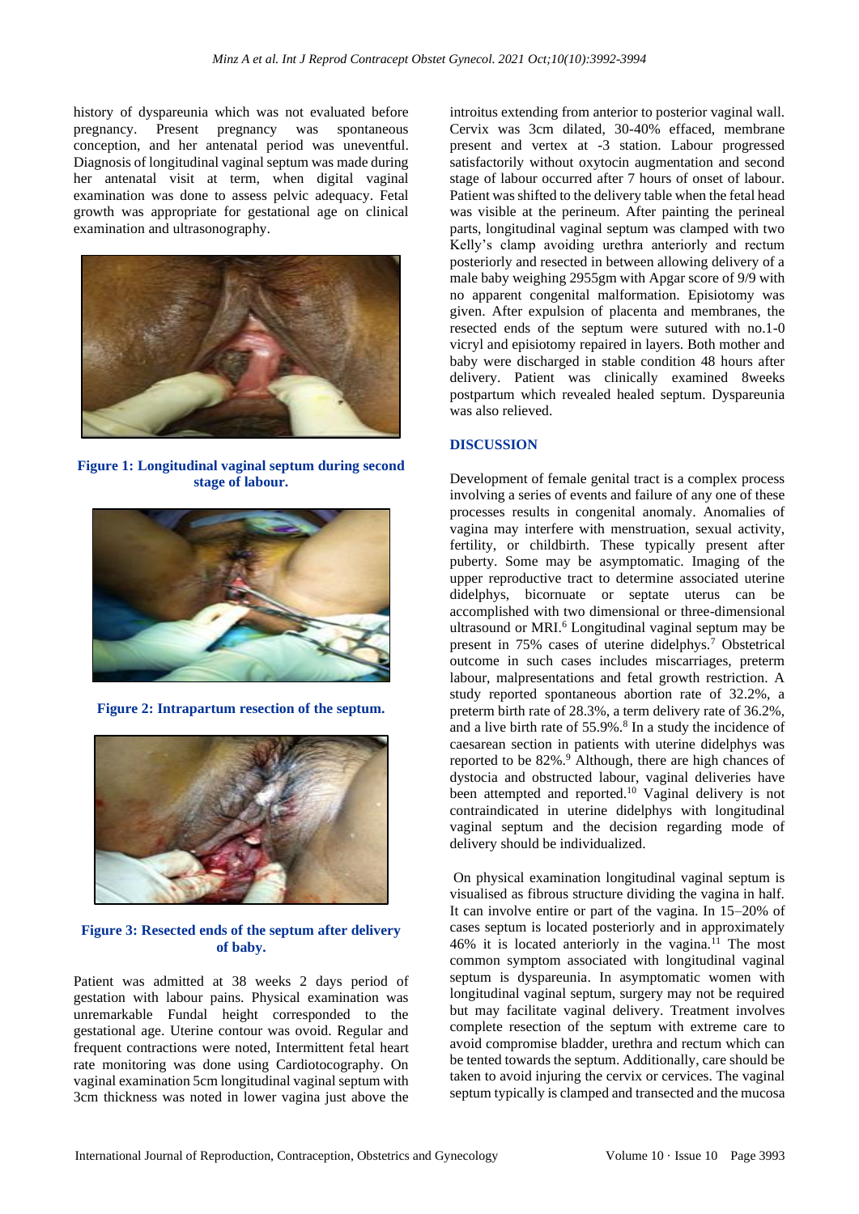history of dyspareunia which was not evaluated before pregnancy. Present pregnancy was spontaneous conception, and her antenatal period was uneventful. Diagnosis of longitudinal vaginal septum was made during her antenatal visit at term, when digital vaginal examination was done to assess pelvic adequacy. Fetal growth was appropriate for gestational age on clinical examination and ultrasonography.

**Figure 1: Longitudinal vaginal septum during second stage of labour.**

**Figure 2: Intrapartum resection of the septum.**

**Figure 3: Resected ends of the septum after delivery of baby.**

Patient was admitted at 38 weeks 2 days period of gestation with labour pains. Physical examination was unremarkable Fundal height corresponded to the gestational age. Uterine contour was ovoid. Regular and frequent contractions were noted, Intermittent fetal heart rate monitoring was done using Cardiotocography. On vaginal examination 5cm longitudinal vaginal septum with 3cm thickness was noted in lower vagina just above the introitus extending from anterior to posterior vaginal wall. Cervix was 3cm dilated, 30-40% effaced, membrane present and vertex at -3 station. Labour progressed satisfactorily without oxytocin augmentation and second stage of labour occurred after 7 hours of onset of labour. Patient was shifted to the delivery table when the fetal head was visible at the perineum. After painting the perineal parts, longitudinal vaginal septum was clamped with two Kelly's clamp avoiding urethra anteriorly and rectum posteriorly and resected in between allowing delivery of a male baby weighing 2955gm with Apgar score of 9/9 with no apparent congenital malformation. Episiotomy was given. After expulsion of placenta and membranes, the resected ends of the septum were sutured with no.1-0 vicryl and episiotomy repaired in layers. Both mother and baby were discharged in stable condition 48 hours after delivery. Patient was clinically examined 8weeks postpartum which revealed healed septum. Dyspareunia was also relieved.

## DISCUSSION

Development of female genital tract is a complex process involving a series of events and failure of any one of these processes results in congenital anomaly. Anomalies of vagina may interfere with menstruation, sexual activity, fertility, or childbirth. These typically present after puberty. Some may be asymptomatic. Imaging of the upper reproductive tract to determine associated uterine didelphys, bicornuate or septate uterus can be accomplished with two dimensional or three-dimensional ultrasound or MRI.[6] Longitudinal vaginal septum may be present in 75% cases of uterine didelphys.[7] Obstetrical outcome in such cases includes miscarriages, preterm labour, malpresentations and fetal growth restriction. A study reported spontaneous abortion rate of 32.2%, a preterm birth rate of 28.3%, a term delivery rate of 36.2%, and a live birth rate of 55.9%.[8] In a study the incidence of caesarean section in patients with uterine didelphys was reported to be 82%.[9] Although, there are high chances of dystocia and obstructed labour, vaginal deliveries have been attempted and reported.[10] Vaginal delivery is not contraindicated in uterine didelphys with longitudinal vaginal septum and the decision regarding mode of delivery should be individualized.

On physical examination longitudinal vaginal septum is visualised as fibrous structure dividing the vagina in half. It can involve entire or part of the vagina. In 15–20% of cases septum is located posteriorly and in approximately 46% it is located anteriorly in the vagina.[11] The most common symptom associated with longitudinal vaginal septum is dyspareunia. In asymptomatic women with longitudinal vaginal septum, surgery may not be required but may facilitate vaginal delivery. Treatment involves complete resection of the septum with extreme care to avoid compromise bladder, urethra and rectum which can be tented towards the septum. Additionally, care should be taken to avoid injuring the cervix or cervices. The vaginal septum typically is clamped and transected and the mucosa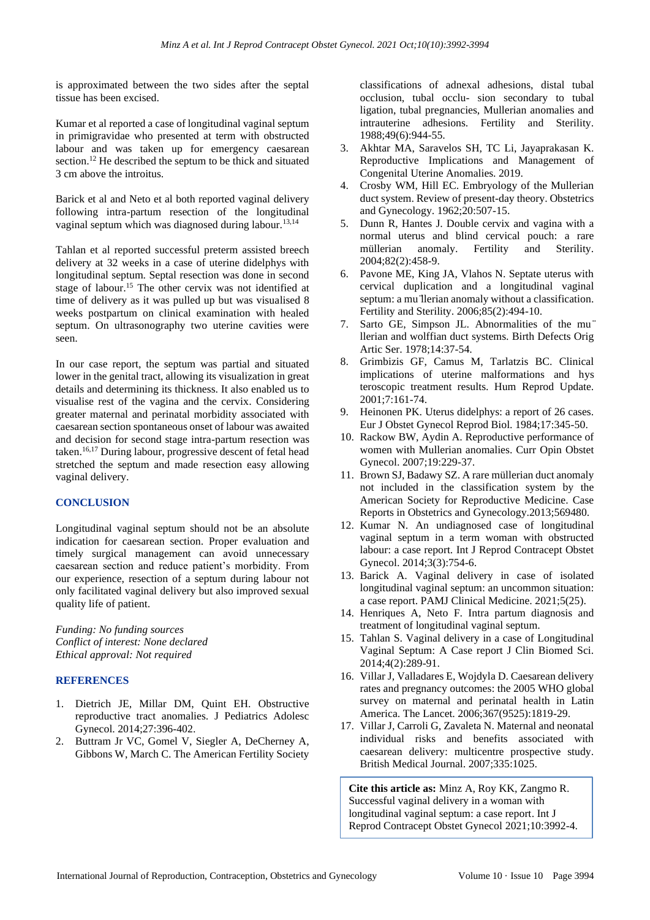is approximated between the two sides after the septal tissue has been excised.

Kumar et al reported a case of longitudinal vaginal septum in primigravidae who presented at term with obstructed labour and was taken up for emergency caesarean section.[12] He described the septum to be thick and situated 3 cm above the introitus.

Barick et al and Neto et al both reported vaginal delivery following intra-partum resection of the longitudinal vaginal septum which was diagnosed during labour.[13,14]

Tahlan et al reported successful preterm assisted breech delivery at 32 weeks in a case of uterine didelphys with longitudinal septum. Septal resection was done in second stage of labour.[15] The other cervix was not identified at time of delivery as it was pulled up but was visualised 8 weeks postpartum on clinical examination with healed septum. On ultrasonography two uterine cavities were seen.

In our case report, the septum was partial and situated lower in the genital tract, allowing its visualization in great details and determining its thickness. It also enabled us to visualise rest of the vagina and the cervix. Considering greater maternal and perinatal morbidity associated with caesarean section spontaneous onset of labour was awaited and decision for second stage intra-partum resection was taken.[16,17] During labour, progressive descent of fetal head stretched the septum and made resection easy allowing vaginal delivery.

## CONCLUSION

Longitudinal vaginal septum should not be an absolute indication for caesarean section. Proper evaluation and timely surgical management can avoid unnecessary caesarean section and reduce patient's morbidity. From our experience, resection of a septum during labour not only facilitated vaginal delivery but also improved sexual quality life of patient.

*Funding: No funding sources*
*Conflict of interest: None declared*
*Ethical approval: Not required*

## REFERENCES

1. Dietrich JE, Millar DM, Quint EH. Obstructive reproductive tract anomalies. J Pediatrics Adolesc Gynecol. 2014;27:396-402.
2. Buttram Jr VC, Gomel V, Siegler A, DeCherney A, Gibbons W, March C. The American Fertility Society classifications of adnexal adhesions, distal tubal occlusion, tubal occlu- sion secondary to tubal ligation, tubal pregnancies, Mullerian anomalies and intrauterine adhesions. Fertility and Sterility. 1988;49(6):944-55.
3. Akhtar MA, Saravelos SH, TC Li, Jayaprakasan K. Reproductive Implications and Management of Congenital Uterine Anomalies. 2019.
4. Crosby WM, Hill EC. Embryology of the Mullerian duct system. Review of present-day theory. Obstetrics and Gynecology. 1962;20:507-15.
5. Dunn R, Hantes J. Double cervix and vagina with a normal uterus and blind cervical pouch: a rare müllerian anomaly. Fertility and Sterility. 2004;82(2):458-9.
6. Pavone ME, King JA, Vlahos N. Septate uterus with cervical duplication and a longitudinal vaginal septum: a mu ̈llerian anomaly without a classification. Fertility and Sterility. 2006;85(2):494-10.
7. Sarto GE, Simpson JL. Abnormalities of the mu ̈ llerian and wolffian duct systems. Birth Defects Orig Artic Ser. 1978;14:37-54.
8. Grimbizis GF, Camus M, Tarlatzis BC. Clinical implications of uterine malformations and hys teroscopic treatment results. Hum Reprod Update. 2001;7:161-74.
9. Heinonen PK. Uterus didelphys: a report of 26 cases. Eur J Obstet Gynecol Reprod Biol. 1984;17:345-50.
10. Rackow BW, Aydin A. Reproductive performance of women with Mullerian anomalies. Curr Opin Obstet Gynecol. 2007;19:229-37.
11. Brown SJ, Badawy SZ. A rare müllerian duct anomaly not included in the classification system by the American Society for Reproductive Medicine. Case Reports in Obstetrics and Gynecology.2013;569480.
12. Kumar N. An undiagnosed case of longitudinal vaginal septum in a term woman with obstructed labour: a case report. Int J Reprod Contracept Obstet Gynecol. 2014;3(3):754-6.
13. Barick A. Vaginal delivery in case of isolated longitudinal vaginal septum: an uncommon situation: a case report. PAMJ Clinical Medicine. 2021;5(25).
14. Henriques A, Neto F. Intra partum diagnosis and treatment of longitudinal vaginal septum.
15. Tahlan S. Vaginal delivery in a case of Longitudinal Vaginal Septum: A Case report J Clin Biomed Sci. 2014;4(2):289-91.
16. Villar J, Valladares E, Wojdyla D. Caesarean delivery rates and pregnancy outcomes: the 2005 WHO global survey on maternal and perinatal health in Latin America. The Lancet. 2006;367(9525):1819-29.
17. Villar J, Carroli G, Zavaleta N. Maternal and neonatal individual risks and benefits associated with caesarean delivery: multicentre prospective study. British Medical Journal. 2007;335:1025.

**Cite this article as:** Minz A, Roy KK, Zangmo R. Successful vaginal delivery in a woman with longitudinal vaginal septum: a case report. Int J Reprod Contracept Obstet Gynecol 2021;10:3992-4.